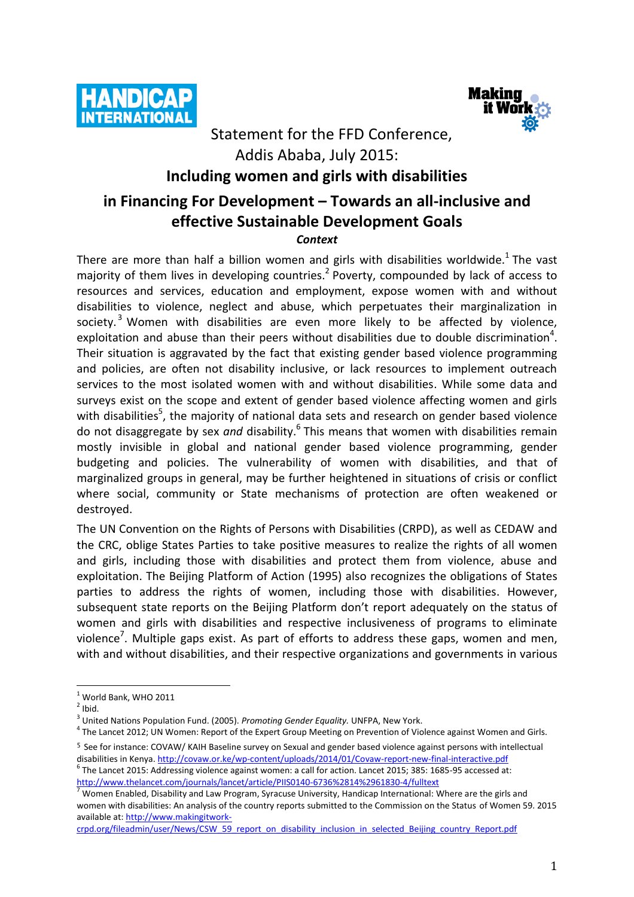Statement for the FFD Conference, Addis Ababa, July 2015:

# Including women and girls with disabilities in Financing For Development – Towards an all-inclusive and effective Sustainable Development Goals

***Context***

There are more than half a billion women and girls with disabilities worldwide.[1] The vast majority of them lives in developing countries.[2] Poverty, compounded by lack of access to resources and services, education and employment, expose women with and without disabilities to violence, neglect and abuse, which perpetuates their marginalization in society.[3] Women with disabilities are even more likely to be affected by violence, exploitation and abuse than their peers without disabilities due to double discrimination[4]. Their situation is aggravated by the fact that existing gender based violence programming and policies, are often not disability inclusive, or lack resources to implement outreach services to the most isolated women with and without disabilities. While some data and surveys exist on the scope and extent of gender based violence affecting women and girls with disabilities[5], the majority of national data sets and research on gender based violence do not disaggregate by sex *and* disability.[6] This means that women with disabilities remain mostly invisible in global and national gender based violence programming, gender budgeting and policies. The vulnerability of women with disabilities, and that of marginalized groups in general, may be further heightened in situations of crisis or conflict where social, community or State mechanisms of protection are often weakened or destroyed.

The UN Convention on the Rights of Persons with Disabilities (CRPD), as well as CEDAW and the CRC, oblige States Parties to take positive measures to realize the rights of all women and girls, including those with disabilities and protect them from violence, abuse and exploitation. The Beijing Platform of Action (1995) also recognizes the obligations of States parties to address the rights of women, including those with disabilities. However, subsequent state reports on the Beijing Platform don't report adequately on the status of women and girls with disabilities and respective inclusiveness of programs to eliminate violence[7]. Multiple gaps exist. As part of efforts to address these gaps, women and men, with and without disabilities, and their respective organizations and governments in various

---

[1] World Bank, WHO 2011

[2] Ibid.

[3] United Nations Population Fund. (2005). *Promoting Gender Equality.* UNFPA, New York.

[4] The Lancet 2012; UN Women: Report of the Expert Group Meeting on Prevention of Violence against Women and Girls.

[5] See for instance: COVAW/ KAIH Baseline survey on Sexual and gender based violence against persons with intellectual disabilities in Kenya. http://covaw.or.ke/wp-content/uploads/2014/01/Covaw-report-new-final-interactive.pdf

[6] The Lancet 2015: Addressing violence against women: a call for action. Lancet 2015; 385: 1685-95 accessed at: http://www.thelancet.com/journals/lancet/article/PIIS0140-6736%2814%2961830-4/fulltext

[7] Women Enabled, Disability and Law Program, Syracuse University, Handicap International: Where are the girls and women with disabilities: An analysis of the country reports submitted to the Commission on the Status of Women 59. 2015 available at: http://www.makingitwork-crpd.org/fileadmin/user/News/CSW_59_report_on_disability_inclusion_in_selected_Beijing_country_Report.pdf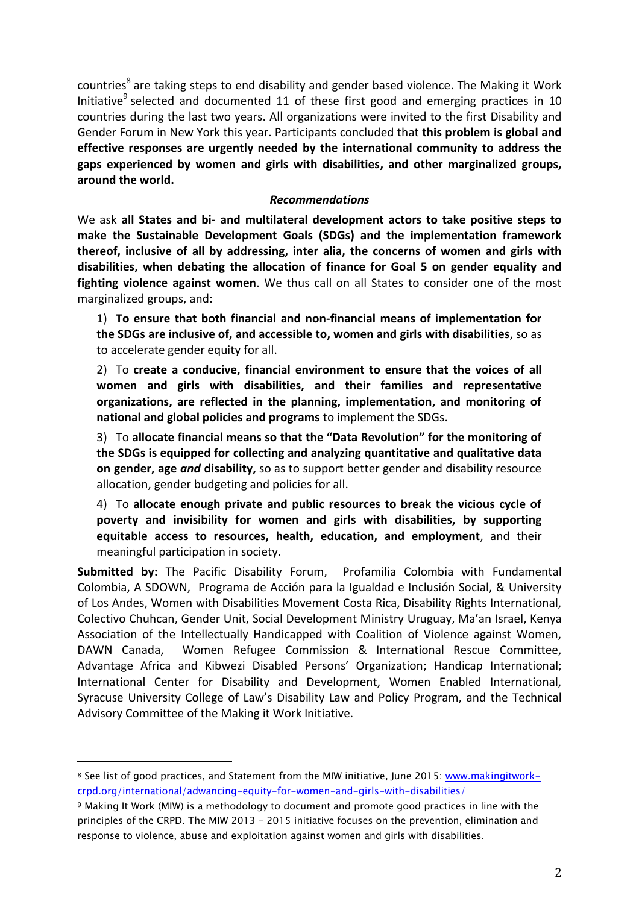countries[8] are taking steps to end disability and gender based violence. The Making it Work Initiative[9] selected and documented 11 of these first good and emerging practices in 10 countries during the last two years. All organizations were invited to the first Disability and Gender Forum in New York this year. Participants concluded that **this problem is global and effective responses are urgently needed by the international community to address the gaps experienced by women and girls with disabilities, and other marginalized groups, around the world.**

***Recommendations***

We ask **all States and bi- and multilateral development actors to take positive steps to make the Sustainable Development Goals (SDGs) and the implementation framework thereof, inclusive of all by addressing, inter alia, the concerns of women and girls with disabilities, when debating the allocation of finance for Goal 5 on gender equality and fighting violence against women**. We thus call on all States to consider one of the most marginalized groups, and:

1) **To ensure that both financial and non-financial means of implementation for the SDGs are inclusive of, and accessible to, women and girls with disabilities**, so as to accelerate gender equity for all.

2) To **create a conducive, financial environment to ensure that the voices of all women and girls with disabilities, and their families and representative organizations, are reflected in the planning, implementation, and monitoring of national and global policies and programs** to implement the SDGs.

3) To **allocate financial means so that the "Data Revolution" for the monitoring of the SDGs is equipped for collecting and analyzing quantitative and qualitative data on gender, age *and* disability,** so as to support better gender and disability resource allocation, gender budgeting and policies for all.

4) To **allocate enough private and public resources to break the vicious cycle of poverty and invisibility for women and girls with disabilities, by supporting equitable access to resources, health, education, and employment**, and their meaningful participation in society.

**Submitted by:** The Pacific Disability Forum, Profamilia Colombia with Fundamental Colombia, A SDOWN, Programa de Acción para la Igualdad e Inclusión Social, & University of Los Andes, Women with Disabilities Movement Costa Rica, Disability Rights International, Colectivo Chuhcan, Gender Unit, Social Development Ministry Uruguay, Ma'an Israel, Kenya Association of the Intellectually Handicapped with Coalition of Violence against Women, DAWN Canada, Women Refugee Commission & International Rescue Committee, Advantage Africa and Kibwezi Disabled Persons' Organization; Handicap International; International Center for Disability and Development, Women Enabled International, Syracuse University College of Law's Disability Law and Policy Program, and the Technical Advisory Committee of the Making it Work Initiative.

---

[8] See list of good practices, and Statement from the MIW initiative, June 2015: www.makingitwork-crpd.org/international/adwancing-equity-for-women-and-girls-with-disabilities/

[9] Making It Work (MIW) is a methodology to document and promote good practices in line with the principles of the CRPD. The MIW 2013 – 2015 initiative focuses on the prevention, elimination and response to violence, abuse and exploitation against women and girls with disabilities.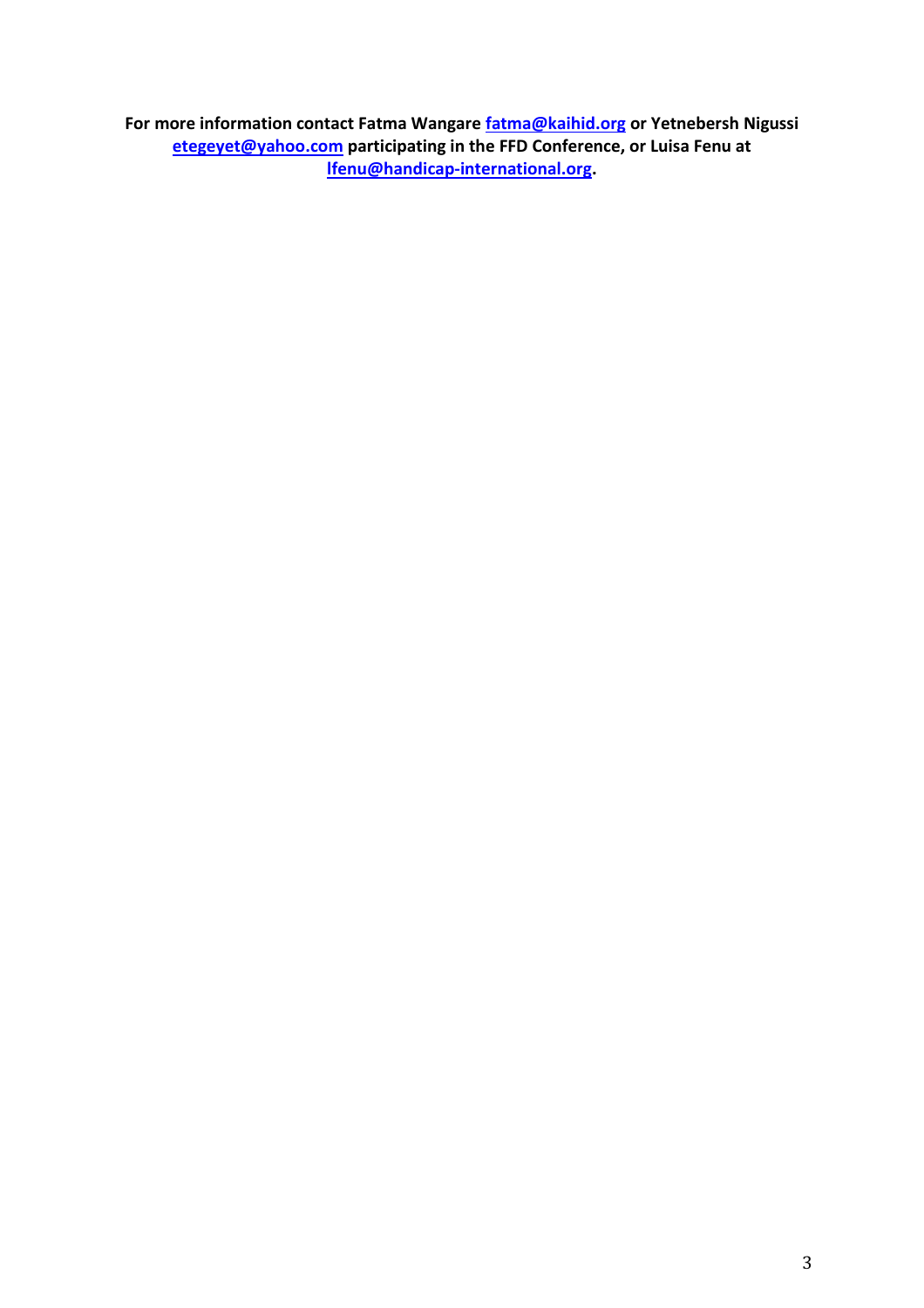**For more information contact Fatma Wangare [fatma@kaihid.org](mailto:fatma@kaihid.org) or Yetnebersh Nigussi [etegeyet@yahoo.com](mailto:etegeyet@yahoo.com) participating in the FFD Conference, or Luisa Fenu at [lfenu@handicap-international.org](mailto:lfenu@handicap-international.org).**